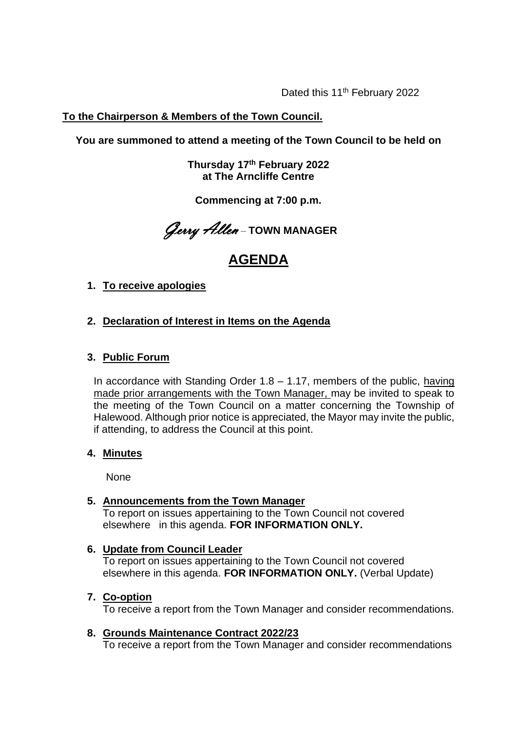Dated this 11th February 2022

**To the Chairperson & Members of the Town Council.**

**You are summoned to attend a meeting of the Town Council to be held on**

**Thursday 17th February 2022**
**at The Arncliffe Centre**

**Commencing at 7:00 p.m.**

*Gerry Allen* – **TOWN MANAGER**

# AGENDA

1. **To receive apologies**

2. **Declaration of Interest in Items on the Agenda**

3. **Public Forum**

   In accordance with Standing Order 1.8 – 1.17, members of the public, having made prior arrangements with the Town Manager, may be invited to speak to the meeting of the Town Council on a matter concerning the Township of Halewood. Although prior notice is appreciated, the Mayor may invite the public, if attending, to address the Council at this point.

4. **Minutes**

   None

5. **Announcements from the Town Manager**
   To report on issues appertaining to the Town Council not covered elsewhere in this agenda. **FOR INFORMATION ONLY.**

6. **Update from Council Leader**
   To report on issues appertaining to the Town Council not covered elsewhere in this agenda. **FOR INFORMATION ONLY.** (Verbal Update)

7. **Co-option**
   To receive a report from the Town Manager and consider recommendations.

8. **Grounds Maintenance Contract 2022/23**
   To receive a report from the Town Manager and consider recommendations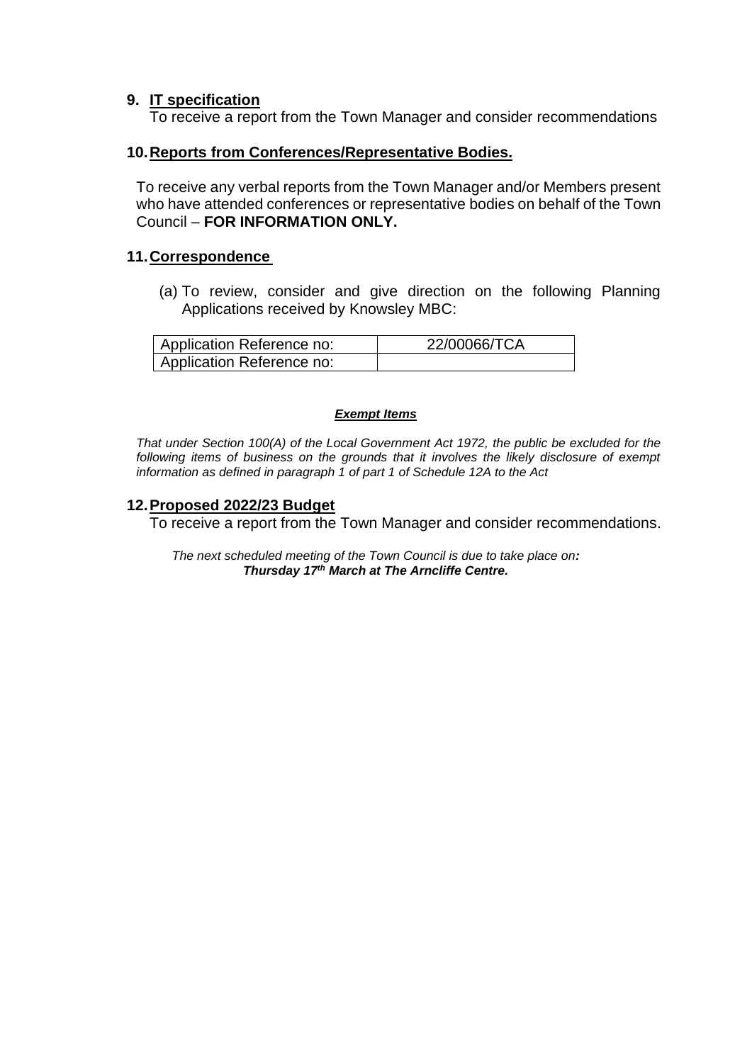**9. IT specification**

To receive a report from the Town Manager and consider recommendations

**10. Reports from Conferences/Representative Bodies.**

To receive any verbal reports from the Town Manager and/or Members present who have attended conferences or representative bodies on behalf of the Town Council – **FOR INFORMATION ONLY.**

**11. Correspondence**

(a) To review, consider and give direction on the following Planning Applications received by Knowsley MBC:

| | |
|---|---|
| Application Reference no: | 22/00066/TCA |
| Application Reference no: | |

***Exempt Items***

*That under Section 100(A) of the Local Government Act 1972, the public be excluded for the following items of business on the grounds that it involves the likely disclosure of exempt information as defined in paragraph 1 of part 1 of Schedule 12A to the Act*

**12. Proposed 2022/23 Budget**

To receive a report from the Town Manager and consider recommendations.

*The next scheduled meeting of the Town Council is due to take place on**:***
***Thursday 17th March at The Arncliffe Centre.***